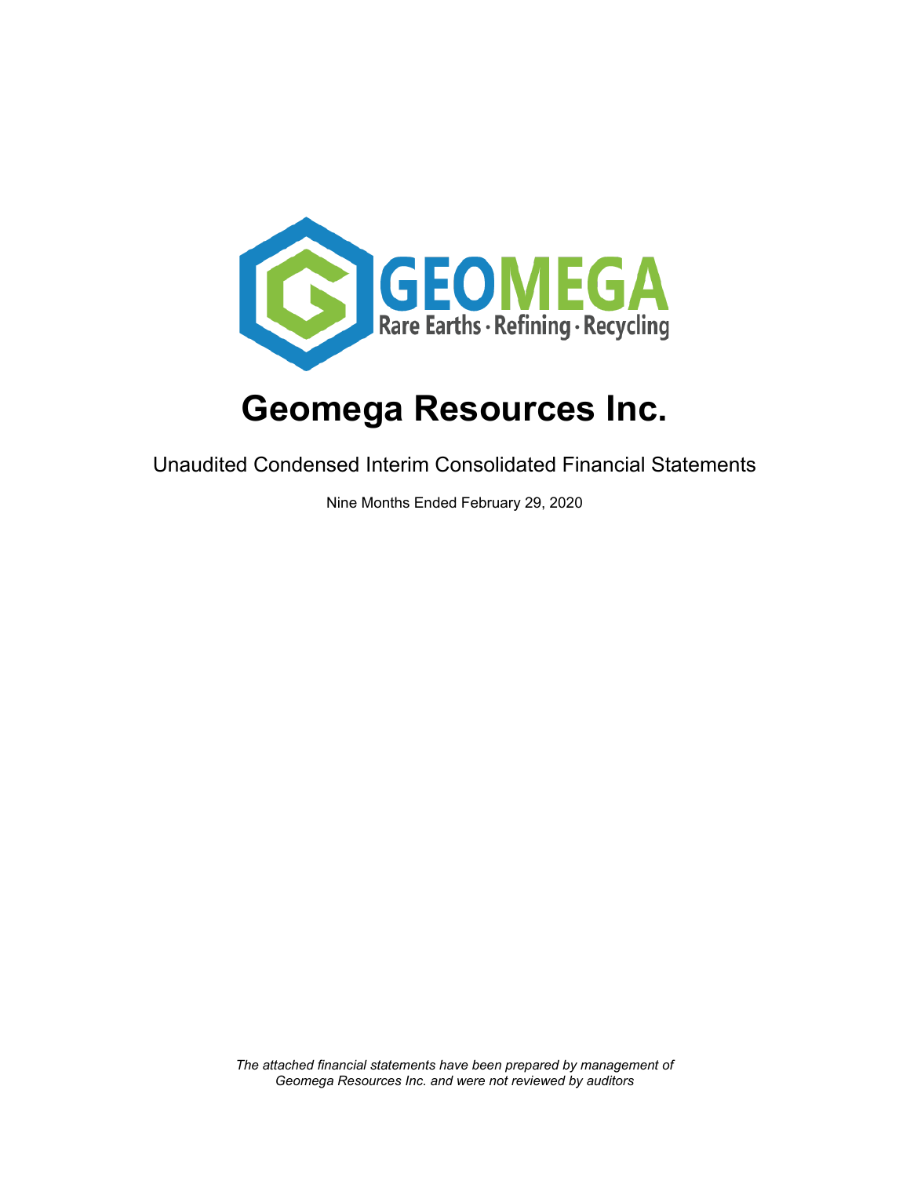# Geomega Resources Inc.

Unaudited Condensed Interim Consolidated Financial Statements

Nine Months Ended February 29, 2020

*The attached financial statements have been prepared by management of Geomega Resources Inc. and were not reviewed by auditors*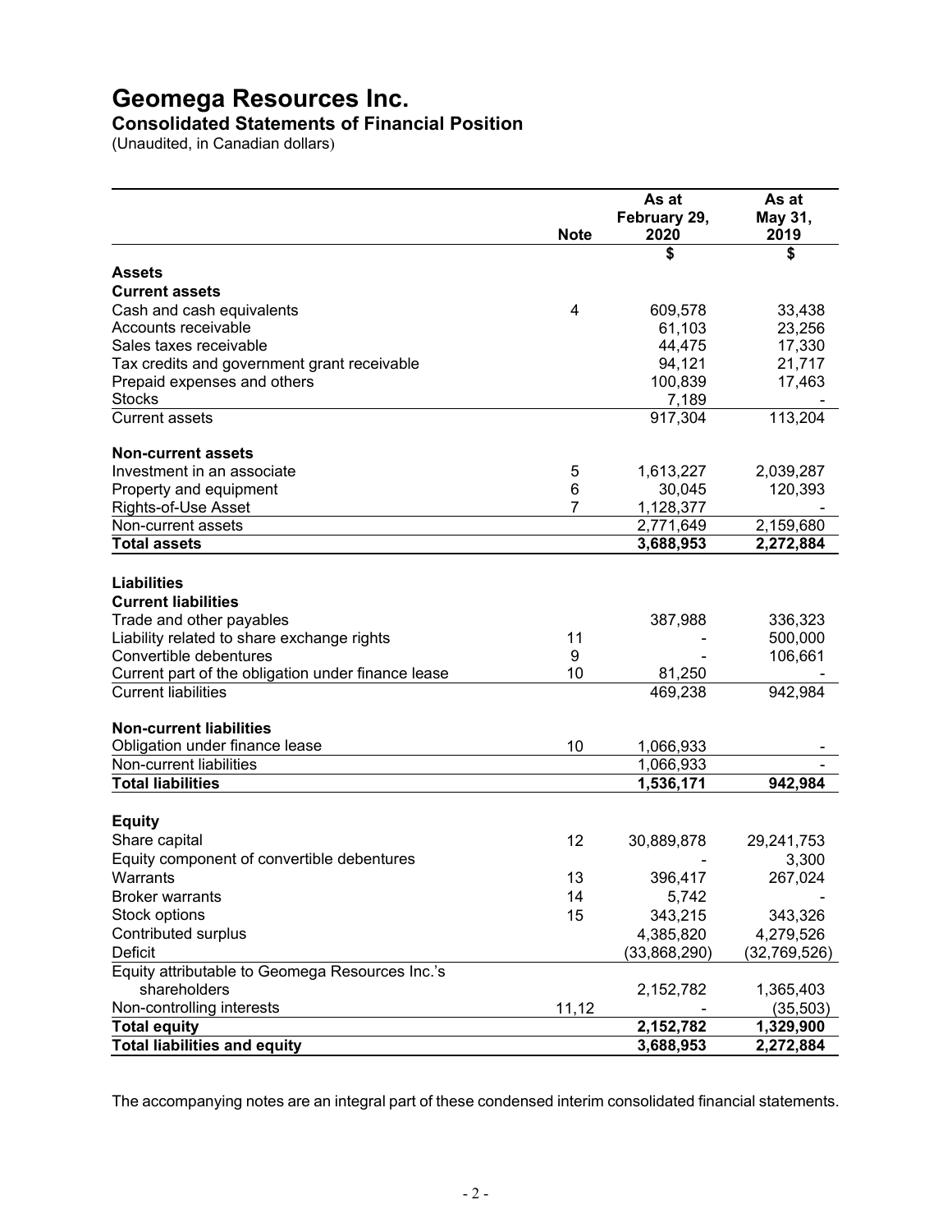# Geomega Resources Inc.

## Consolidated Statements of Financial Position

(Unaudited, in Canadian dollars)

| | Note | As at February 29, 2020 | As at May 31, 2019 |
|---|---|---|---|
| | | $ | $ |
| **Assets** | | | |
| **Current assets** | | | |
| Cash and cash equivalents | 4 | 609,578 | 33,438 |
| Accounts receivable | | 61,103 | 23,256 |
| Sales taxes receivable | | 44,475 | 17,330 |
| Tax credits and government grant receivable | | 94,121 | 21,717 |
| Prepaid expenses and others | | 100,839 | 17,463 |
| Stocks | | 7,189 | - |
| Current assets | | 917,304 | 113,204 |
| **Non-current assets** | | | |
| Investment in an associate | 5 | 1,613,227 | 2,039,287 |
| Property and equipment | 6 | 30,045 | 120,393 |
| Rights-of-Use Asset | 7 | 1,128,377 | - |
| Non-current assets | | 2,771,649 | 2,159,680 |
| **Total assets** | | **3,688,953** | **2,272,884** |
| **Liabilities** | | | |
| **Current liabilities** | | | |
| Trade and other payables | | 387,988 | 336,323 |
| Liability related to share exchange rights | 11 | - | 500,000 |
| Convertible debentures | 9 | - | 106,661 |
| Current part of the obligation under finance lease | 10 | 81,250 | - |
| Current liabilities | | 469,238 | 942,984 |
| **Non-current liabilities** | | | |
| Obligation under finance lease | 10 | 1,066,933 | - |
| Non-current liabilities | | 1,066,933 | - |
| **Total liabilities** | | **1,536,171** | **942,984** |
| **Equity** | | | |
| Share capital | 12 | 30,889,878 | 29,241,753 |
| Equity component of convertible debentures | | - | 3,300 |
| Warrants | 13 | 396,417 | 267,024 |
| Broker warrants | 14 | 5,742 | - |
| Stock options | 15 | 343,215 | 343,326 |
| Contributed surplus | | 4,385,820 | 4,279,526 |
| Deficit | | (33,868,290) | (32,769,526) |
| Equity attributable to Geomega Resources Inc.'s shareholders | | 2,152,782 | 1,365,403 |
| Non-controlling interests | 11,12 | - | (35,503) |
| **Total equity** | | **2,152,782** | **1,329,900** |
| **Total liabilities and equity** | | **3,688,953** | **2,272,884** |

The accompanying notes are an integral part of these condensed interim consolidated financial statements.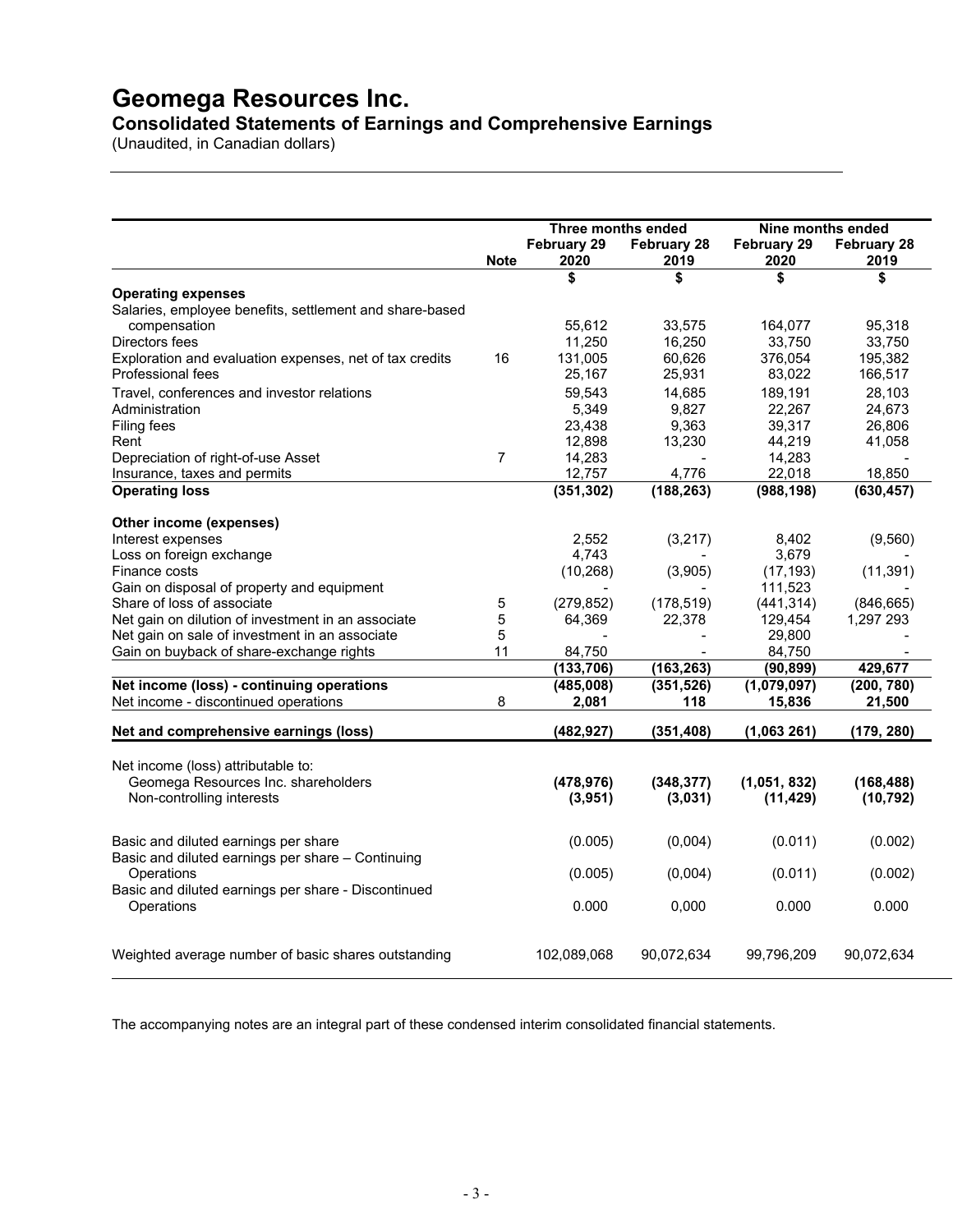# Geomega Resources Inc.

## Consolidated Statements of Earnings and Comprehensive Earnings

(Unaudited, in Canadian dollars)

| | | Three months ended | | Nine months ended | |
|---|---|---|---|---|---|
| | **Note** | **February 29 2020** | **February 28 2019** | **February 29 2020** | **February 28 2019** |
| | | **$** | **$** | **$** | **$** |
| **Operating expenses** | | | | | |
| Salaries, employee benefits, settlement and share-based compensation | | 55,612 | 33,575 | 164,077 | 95,318 |
| Directors fees | | 11,250 | 16,250 | 33,750 | 33,750 |
| Exploration and evaluation expenses, net of tax credits | 16 | 131,005 | 60,626 | 376,054 | 195,382 |
| Professional fees | | 25,167 | 25,931 | 83,022 | 166,517 |
| Travel, conferences and investor relations | | 59,543 | 14,685 | 189,191 | 28,103 |
| Administration | | 5,349 | 9,827 | 22,267 | 24,673 |
| Filing fees | | 23,438 | 9,363 | 39,317 | 26,806 |
| Rent | | 12,898 | 13,230 | 44,219 | 41,058 |
| Depreciation of right-of-use Asset | 7 | 14,283 | - | 14,283 | - |
| Insurance, taxes and permits | | 12,757 | 4,776 | 22,018 | 18,850 |
| **Operating loss** | | **(351,302)** | **(188,263)** | **(988,198)** | **(630,457)** |
| **Other income (expenses)** | | | | | |
| Interest expenses | | 2,552 | (3,217) | 8,402 | (9,560) |
| Loss on foreign exchange | | 4,743 | - | 3,679 | - |
| Finance costs | | (10,268) | (3,905) | (17,193) | (11,391) |
| Gain on disposal of property and equipment | | - | - | 111,523 | - |
| Share of loss of associate | 5 | (279,852) | (178,519) | (441,314) | (846,665) |
| Net gain on dilution of investment in an associate | 5 | 64,369 | 22,378 | 129,454 | 1,297 293 |
| Net gain on sale of investment in an associate | 5 | - | - | 29,800 | - |
| Gain on buyback of share-exchange rights | 11 | 84,750 | - | 84,750 | - |
| | | **(133,706)** | **(163,263)** | **(90,899)** | **429,677** |
| **Net income (loss) - continuing operations** | | **(485,008)** | **(351,526)** | **(1,079,097)** | **(200, 780)** |
| Net income - discontinued operations | 8 | **2,081** | **118** | **15,836** | **21,500** |
| **Net and comprehensive earnings (loss)** | | **(482,927)** | **(351,408)** | **(1,063 261)** | **(179, 280)** |
| Net income (loss) attributable to: | | | | | |
| Geomega Resources Inc. shareholders | | **(478,976)** | **(348,377)** | **(1,051, 832)** | **(168,488)** |
| Non-controlling interests | | **(3,951)** | **(3,031)** | **(11,429)** | **(10,792)** |
| Basic and diluted earnings per share | | (0.005) | (0,004) | (0.011) | (0.002) |
| Basic and diluted earnings per share – Continuing Operations | | (0.005) | (0,004) | (0.011) | (0.002) |
| Basic and diluted earnings per share - Discontinued Operations | | 0.000 | 0,000 | 0.000 | 0.000 |
| Weighted average number of basic shares outstanding | | 102,089,068 | 90,072,634 | 99,796,209 | 90,072,634 |

The accompanying notes are an integral part of these condensed interim consolidated financial statements.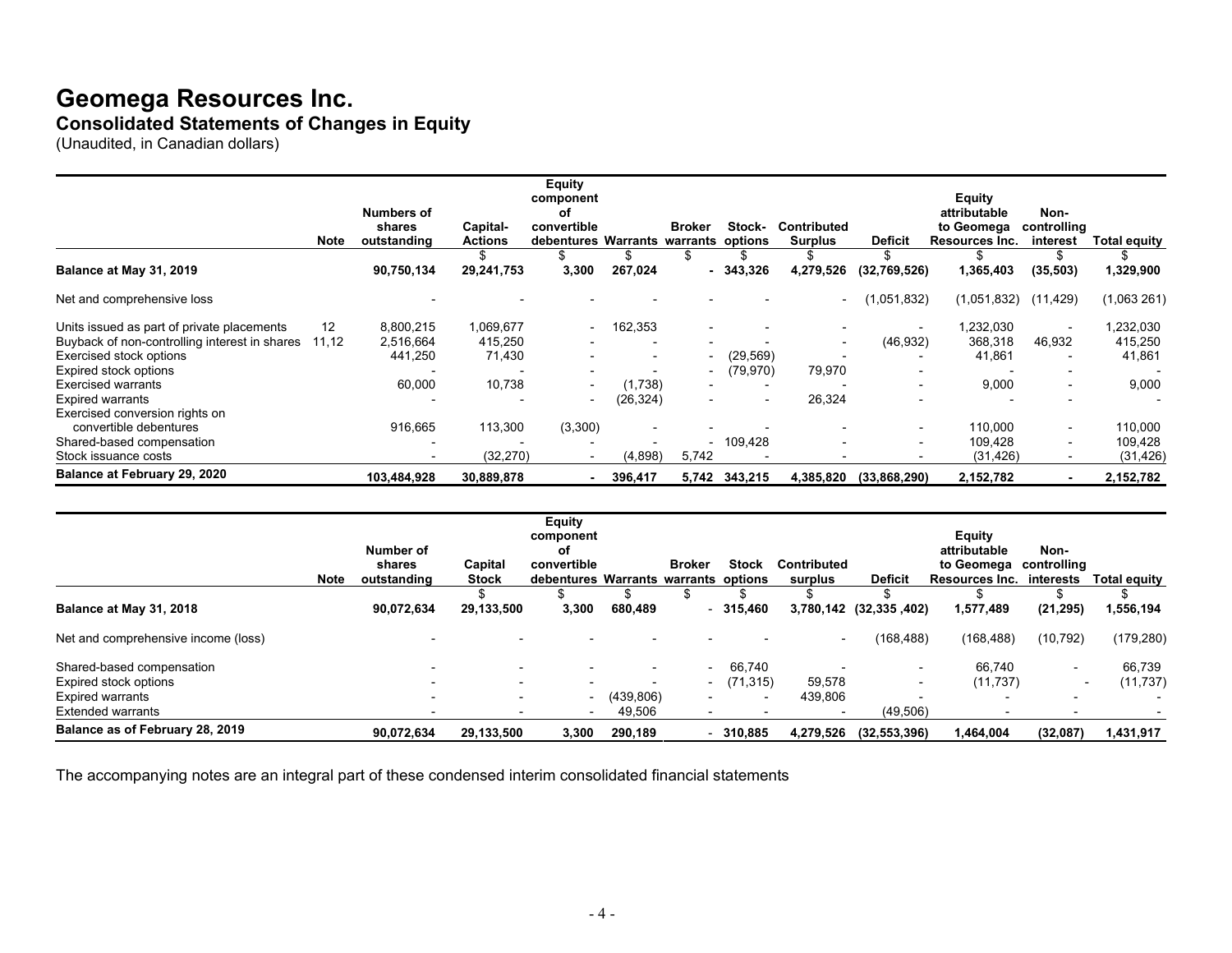# Geomega Resources Inc.

## Consolidated Statements of Changes in Equity

(Unaudited, in Canadian dollars)

| | Note | Numbers of shares outstanding | Capital-Actions | Equity component of convertible debentures | Warrants | Broker warrants | Stock-options | Contributed Surplus | Deficit | Equity attributable to Geomega Resources Inc. | Non-controlling interest | Total equity |
|---|---|---|---|---|---|---|---|---|---|---|---|---|
| | | | $ | $ | $ | $ | $ | $ | $ | $ | $ | $ |
| **Balance at May 31, 2019** | | **90,750,134** | **29,241,753** | **3,300** | **267,024** | **-** | **343,326** | **4,279,526** | **(32,769,526)** | **1,365,403** | **(35,503)** | **1,329,900** |
| Net and comprehensive loss | | - | - | - | - | - | - | - | (1,051,832) | (1,051,832) | (11,429) | (1,063 261) |
| Units issued as part of private placements | 12 | 8,800,215 | 1,069,677 | - | 162,353 | - | - | - | - | 1,232,030 | - | 1,232,030 |
| Buyback of non-controlling interest in shares | 11,12 | 2,516,664 | 415,250 | - | - | - | - | - | (46,932) | 368,318 | 46,932 | 415,250 |
| Exercised stock options | | 441,250 | 71,430 | - | - | - | (29,569) | - | - | 41,861 | - | 41,861 |
| Expired stock options | | - | - | - | - | - | (79,970) | 79,970 | - | - | - | - |
| Exercised warrants | | 60,000 | 10,738 | - | (1,738) | - | - | - | - | 9,000 | - | 9,000 |
| Expired warrants | | - | - | - | (26,324) | - | - | 26,324 | - | - | - | - |
| Exercised conversion rights on convertible debentures | | 916,665 | 113,300 | (3,300) | - | - | - | - | - | 110,000 | - | 110,000 |
| Shared-based compensation | | - | - | - | - | - | 109,428 | - | - | 109,428 | - | 109,428 |
| Stock issuance costs | | - | (32,270) | - | (4,898) | 5,742 | - | - | - | (31,426) | - | (31,426) |
| **Balance at February 29, 2020** | | **103,484,928** | **30,889,878** | **-** | **396,417** | **5,742** | **343,215** | **4,385,820** | **(33,868,290)** | **2,152,782** | **-** | **2,152,782** |

| | Note | Number of shares outstanding | Capital Stock | Equity component of convertible debentures | Warrants | Broker warrants | Stock options | Contributed surplus | Deficit | Equity attributable to Geomega Resources Inc. | Non-controlling interests | Total equity |
|---|---|---|---|---|---|---|---|---|---|---|---|---|
| | | | $ | $ | $ | $ | $ | $ | $ | $ | $ | $ |
| **Balance at May 31, 2018** | | **90,072,634** | **29,133,500** | **3,300** | **680,489** | **-** | **315,460** | **3,780,142** | **(32,335 ,402)** | **1,577,489** | **(21,295)** | **1,556,194** |
| Net and comprehensive income (loss) | | - | - | - | - | - | - | - | (168,488) | (168,488) | (10,792) | (179,280) |
| Shared-based compensation | | - | - | - | - | - | 66,740 | - | - | 66,740 | - | 66,739 |
| Expired stock options | | - | - | - | - | - | (71,315) | 59,578 | - | (11,737) | - | (11,737) |
| Expired warrants | | - | - | - | (439,806) | - | - | 439,806 | - | - | - | - |
| Extended warrants | | - | - | - | 49,506 | - | - | - | (49,506) | - | - | - |
| **Balance as of February 28, 2019** | | **90,072,634** | **29,133,500** | **3,300** | **290,189** | **-** | **310,885** | **4,279,526** | **(32,553,396)** | **1,464,004** | **(32,087)** | **1,431,917** |

The accompanying notes are an integral part of these condensed interim consolidated financial statements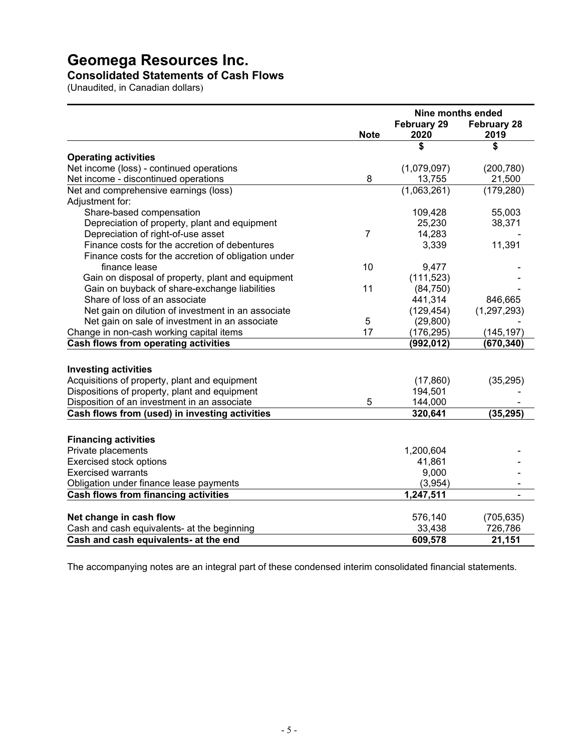# Geomega Resources Inc.

## Consolidated Statements of Cash Flows

(Unaudited, in Canadian dollars)

| | Note | Nine months ended February 29 2020 | Nine months ended February 28 2019 |
|---|---|---|---|
| | | $ | $ |
| **Operating activities** | | | |
| Net income (loss) - continued operations | | (1,079,097) | (200,780) |
| Net income - discontinued operations | 8 | 13,755 | 21,500 |
| Net and comprehensive earnings (loss) | | (1,063,261) | (179,280) |
| Adjustment for: | | | |
| Share-based compensation | | 109,428 | 55,003 |
| Depreciation of property, plant and equipment | | 25,230 | 38,371 |
| Depreciation of right-of-use asset | 7 | 14,283 | - |
| Finance costs for the accretion of debentures | | 3,339 | 11,391 |
| Finance costs for the accretion of obligation under finance lease | 10 | 9,477 | - |
| Gain on disposal of property, plant and equipment | | (111,523) | - |
| Gain on buyback of share-exchange liabilities | 11 | (84,750) | - |
| Share of loss of an associate | | 441,314 | 846,665 |
| Net gain on dilution of investment in an associate | | (129,454) | (1,297,293) |
| Net gain on sale of investment in an associate | 5 | (29,800) | - |
| Change in non-cash working capital items | 17 | (176,295) | (145,197) |
| **Cash flows from operating activities** | | **(992,012)** | **(670,340)** |
| | | | |
| **Investing activities** | | | |
| Acquisitions of property, plant and equipment | | (17,860) | (35,295) |
| Dispositions of property, plant and equipment | | 194,501 | - |
| Disposition of an investment in an associate | 5 | 144,000 | - |
| **Cash flows from (used) in investing activities** | | **320,641** | **(35,295)** |
| | | | |
| **Financing activities** | | | |
| Private placements | | 1,200,604 | - |
| Exercised stock options | | 41,861 | - |
| Exercised warrants | | 9,000 | - |
| Obligation under finance lease payments | | (3,954) | - |
| **Cash flows from financing activities** | | **1,247,511** | - |
| | | | |
| **Net change in cash flow** | | 576,140 | (705,635) |
| Cash and cash equivalents- at the beginning | | 33,438 | 726,786 |
| **Cash and cash equivalents- at the end** | | **609,578** | **21,151** |

The accompanying notes are an integral part of these condensed interim consolidated financial statements.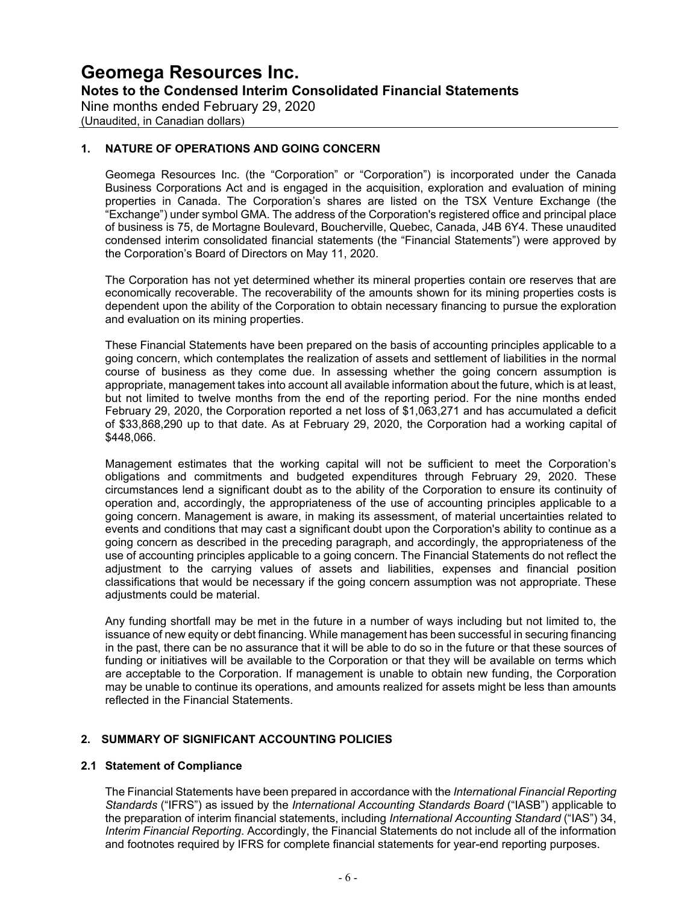# Geomega Resources Inc.

## Notes to the Condensed Interim Consolidated Financial Statements

Nine months ended February 29, 2020
(Unaudited, in Canadian dollars)

### 1. NATURE OF OPERATIONS AND GOING CONCERN

Geomega Resources Inc. (the "Corporation" or "Corporation") is incorporated under the Canada Business Corporations Act and is engaged in the acquisition, exploration and evaluation of mining properties in Canada. The Corporation's shares are listed on the TSX Venture Exchange (the "Exchange") under symbol GMA. The address of the Corporation's registered office and principal place of business is 75, de Mortagne Boulevard, Boucherville, Quebec, Canada, J4B 6Y4. These unaudited condensed interim consolidated financial statements (the "Financial Statements") were approved by the Corporation's Board of Directors on May 11, 2020.

The Corporation has not yet determined whether its mineral properties contain ore reserves that are economically recoverable. The recoverability of the amounts shown for its mining properties costs is dependent upon the ability of the Corporation to obtain necessary financing to pursue the exploration and evaluation on its mining properties.

These Financial Statements have been prepared on the basis of accounting principles applicable to a going concern, which contemplates the realization of assets and settlement of liabilities in the normal course of business as they come due. In assessing whether the going concern assumption is appropriate, management takes into account all available information about the future, which is at least, but not limited to twelve months from the end of the reporting period. For the nine months ended February 29, 2020, the Corporation reported a net loss of $1,063,271 and has accumulated a deficit of $33,868,290 up to that date. As at February 29, 2020, the Corporation had a working capital of $448,066.

Management estimates that the working capital will not be sufficient to meet the Corporation's obligations and commitments and budgeted expenditures through February 29, 2020. These circumstances lend a significant doubt as to the ability of the Corporation to ensure its continuity of operation and, accordingly, the appropriateness of the use of accounting principles applicable to a going concern. Management is aware, in making its assessment, of material uncertainties related to events and conditions that may cast a significant doubt upon the Corporation's ability to continue as a going concern as described in the preceding paragraph, and accordingly, the appropriateness of the use of accounting principles applicable to a going concern. The Financial Statements do not reflect the adjustment to the carrying values of assets and liabilities, expenses and financial position classifications that would be necessary if the going concern assumption was not appropriate. These adjustments could be material.

Any funding shortfall may be met in the future in a number of ways including but not limited to, the issuance of new equity or debt financing. While management has been successful in securing financing in the past, there can be no assurance that it will be able to do so in the future or that these sources of funding or initiatives will be available to the Corporation or that they will be available on terms which are acceptable to the Corporation. If management is unable to obtain new funding, the Corporation may be unable to continue its operations, and amounts realized for assets might be less than amounts reflected in the Financial Statements.

### 2. SUMMARY OF SIGNIFICANT ACCOUNTING POLICIES

#### 2.1 Statement of Compliance

The Financial Statements have been prepared in accordance with the *International Financial Reporting Standards* ("IFRS") as issued by the *International Accounting Standards Board* ("IASB") applicable to the preparation of interim financial statements, including *International Accounting Standard* ("IAS") 34, *Interim Financial Reporting*. Accordingly, the Financial Statements do not include all of the information and footnotes required by IFRS for complete financial statements for year-end reporting purposes.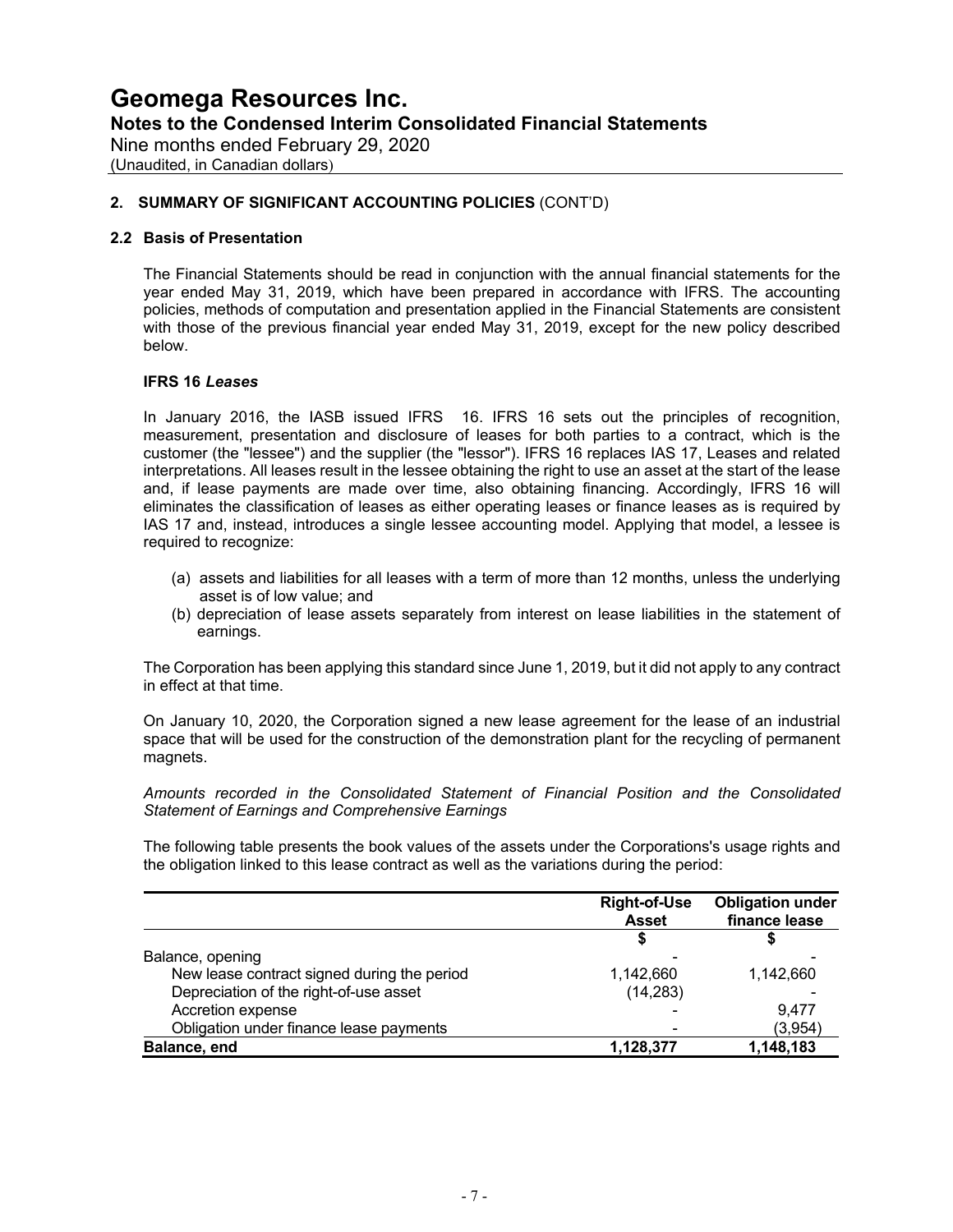## 2. SUMMARY OF SIGNIFICANT ACCOUNTING POLICIES (CONT'D)

### 2.2 Basis of Presentation

The Financial Statements should be read in conjunction with the annual financial statements for the year ended May 31, 2019, which have been prepared in accordance with IFRS. The accounting policies, methods of computation and presentation applied in the Financial Statements are consistent with those of the previous financial year ended May 31, 2019, except for the new policy described below.

**IFRS 16 *Leases***

In January 2016, the IASB issued IFRS 16. IFRS 16 sets out the principles of recognition, measurement, presentation and disclosure of leases for both parties to a contract, which is the customer (the "lessee") and the supplier (the "lessor"). IFRS 16 replaces IAS 17, Leases and related interpretations. All leases result in the lessee obtaining the right to use an asset at the start of the lease and, if lease payments are made over time, also obtaining financing. Accordingly, IFRS 16 will eliminates the classification of leases as either operating leases or finance leases as is required by IAS 17 and, instead, introduces a single lessee accounting model. Applying that model, a lessee is required to recognize:

(a) assets and liabilities for all leases with a term of more than 12 months, unless the underlying asset is of low value; and
(b) depreciation of lease assets separately from interest on lease liabilities in the statement of earnings.

The Corporation has been applying this standard since June 1, 2019, but it did not apply to any contract in effect at that time.

On January 10, 2020, the Corporation signed a new lease agreement for the lease of an industrial space that will be used for the construction of the demonstration plant for the recycling of permanent magnets.

*Amounts recorded in the Consolidated Statement of Financial Position and the Consolidated Statement of Earnings and Comprehensive Earnings*

The following table presents the book values of the assets under the Corporations's usage rights and the obligation linked to this lease contract as well as the variations during the period:

| | Right-of-Use Asset | Obligation under finance lease |
|---|---|---|
| | $ | $ |
| Balance, opening | - | - |
| New lease contract signed during the period | 1,142,660 | 1,142,660 |
| Depreciation of the right-of-use asset | (14,283) | - |
| Accretion expense | - | 9,477 |
| Obligation under finance lease payments | - | (3,954) |
| **Balance, end** | **1,128,377** | **1,148,183** |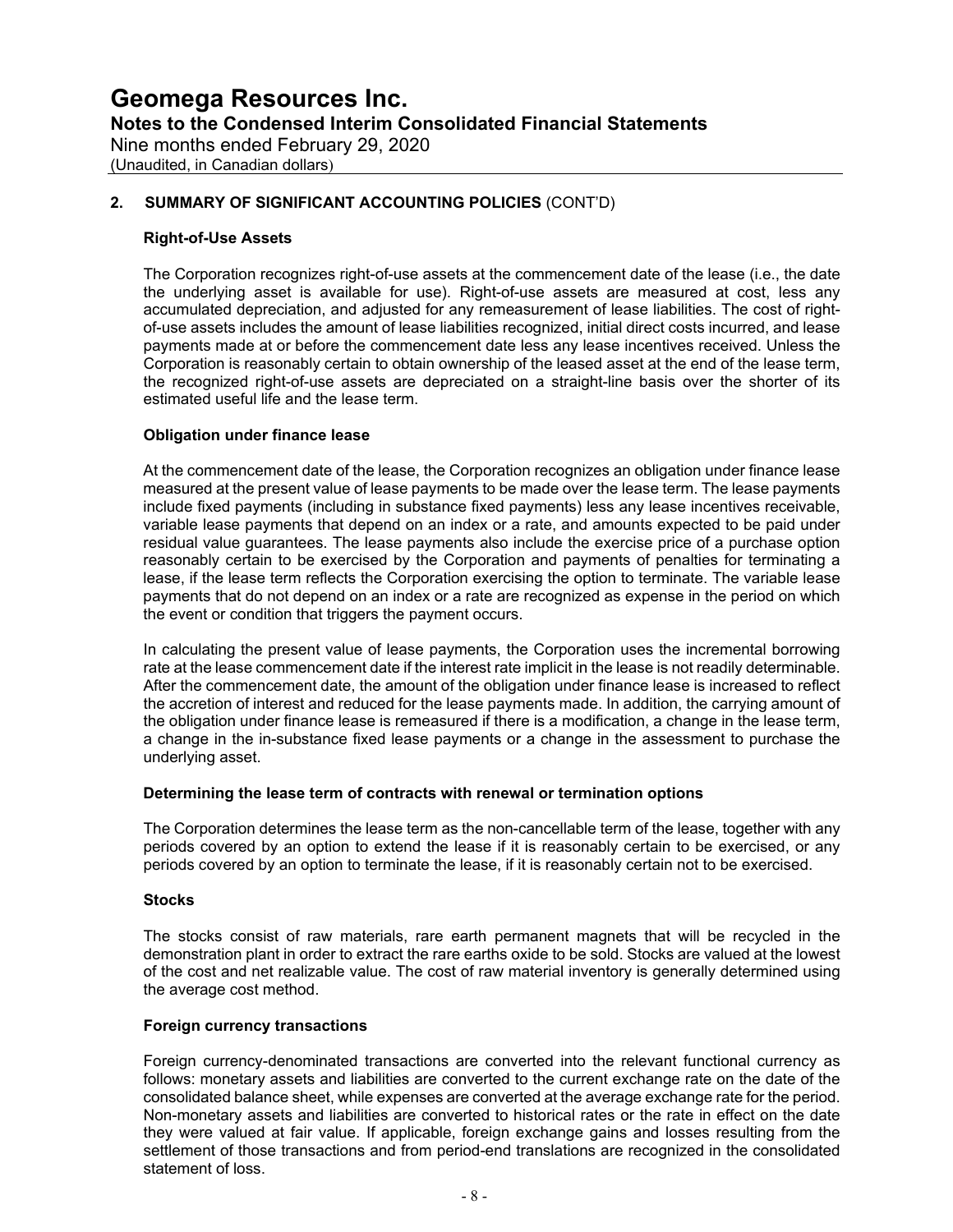## 2. SUMMARY OF SIGNIFICANT ACCOUNTING POLICIES (CONT'D)

### Right-of-Use Assets

The Corporation recognizes right-of-use assets at the commencement date of the lease (i.e., the date the underlying asset is available for use). Right-of-use assets are measured at cost, less any accumulated depreciation, and adjusted for any remeasurement of lease liabilities. The cost of right-of-use assets includes the amount of lease liabilities recognized, initial direct costs incurred, and lease payments made at or before the commencement date less any lease incentives received. Unless the Corporation is reasonably certain to obtain ownership of the leased asset at the end of the lease term, the recognized right-of-use assets are depreciated on a straight-line basis over the shorter of its estimated useful life and the lease term.

### Obligation under finance lease

At the commencement date of the lease, the Corporation recognizes an obligation under finance lease measured at the present value of lease payments to be made over the lease term. The lease payments include fixed payments (including in substance fixed payments) less any lease incentives receivable, variable lease payments that depend on an index or a rate, and amounts expected to be paid under residual value guarantees. The lease payments also include the exercise price of a purchase option reasonably certain to be exercised by the Corporation and payments of penalties for terminating a lease, if the lease term reflects the Corporation exercising the option to terminate. The variable lease payments that do not depend on an index or a rate are recognized as expense in the period on which the event or condition that triggers the payment occurs.

In calculating the present value of lease payments, the Corporation uses the incremental borrowing rate at the lease commencement date if the interest rate implicit in the lease is not readily determinable. After the commencement date, the amount of the obligation under finance lease is increased to reflect the accretion of interest and reduced for the lease payments made. In addition, the carrying amount of the obligation under finance lease is remeasured if there is a modification, a change in the lease term, a change in the in-substance fixed lease payments or a change in the assessment to purchase the underlying asset.

### Determining the lease term of contracts with renewal or termination options

The Corporation determines the lease term as the non-cancellable term of the lease, together with any periods covered by an option to extend the lease if it is reasonably certain to be exercised, or any periods covered by an option to terminate the lease, if it is reasonably certain not to be exercised.

### Stocks

The stocks consist of raw materials, rare earth permanent magnets that will be recycled in the demonstration plant in order to extract the rare earths oxide to be sold. Stocks are valued at the lowest of the cost and net realizable value. The cost of raw material inventory is generally determined using the average cost method.

### Foreign currency transactions

Foreign currency-denominated transactions are converted into the relevant functional currency as follows: monetary assets and liabilities are converted to the current exchange rate on the date of the consolidated balance sheet, while expenses are converted at the average exchange rate for the period. Non-monetary assets and liabilities are converted to historical rates or the rate in effect on the date they were valued at fair value. If applicable, foreign exchange gains and losses resulting from the settlement of those transactions and from period-end translations are recognized in the consolidated statement of loss.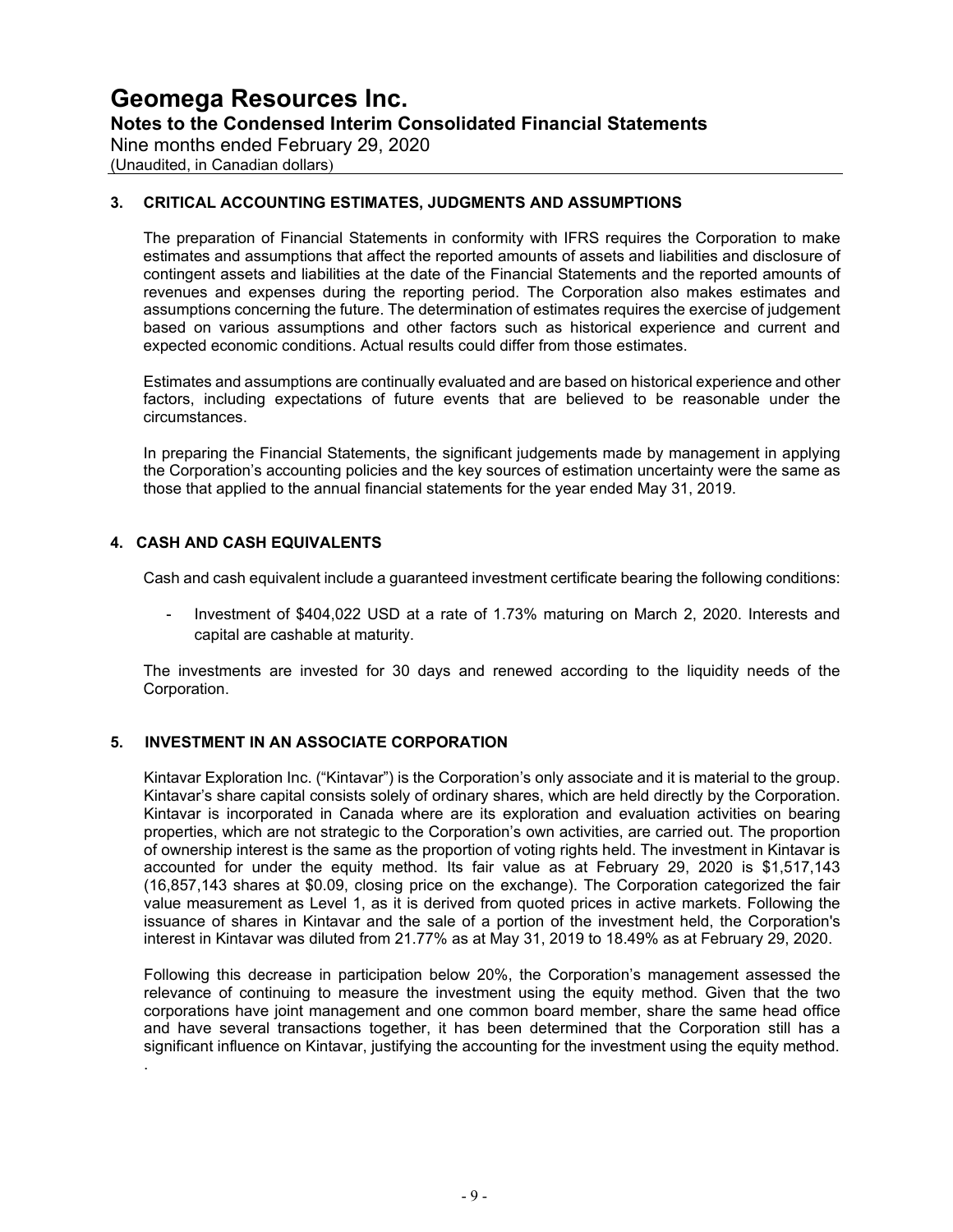# Geomega Resources Inc.

**Notes to the Condensed Interim Consolidated Financial Statements**

Nine months ended February 29, 2020

(Unaudited, in Canadian dollars)

## 3. CRITICAL ACCOUNTING ESTIMATES, JUDGMENTS AND ASSUMPTIONS

The preparation of Financial Statements in conformity with IFRS requires the Corporation to make estimates and assumptions that affect the reported amounts of assets and liabilities and disclosure of contingent assets and liabilities at the date of the Financial Statements and the reported amounts of revenues and expenses during the reporting period. The Corporation also makes estimates and assumptions concerning the future. The determination of estimates requires the exercise of judgement based on various assumptions and other factors such as historical experience and current and expected economic conditions. Actual results could differ from those estimates.

Estimates and assumptions are continually evaluated and are based on historical experience and other factors, including expectations of future events that are believed to be reasonable under the circumstances.

In preparing the Financial Statements, the significant judgements made by management in applying the Corporation's accounting policies and the key sources of estimation uncertainty were the same as those that applied to the annual financial statements for the year ended May 31, 2019.

## 4. CASH AND CASH EQUIVALENTS

Cash and cash equivalent include a guaranteed investment certificate bearing the following conditions:

- Investment of $404,022 USD at a rate of 1.73% maturing on March 2, 2020. Interests and capital are cashable at maturity.

The investments are invested for 30 days and renewed according to the liquidity needs of the Corporation.

## 5. INVESTMENT IN AN ASSOCIATE CORPORATION

Kintavar Exploration Inc. ("Kintavar") is the Corporation's only associate and it is material to the group. Kintavar's share capital consists solely of ordinary shares, which are held directly by the Corporation. Kintavar is incorporated in Canada where are its exploration and evaluation activities on bearing properties, which are not strategic to the Corporation's own activities, are carried out. The proportion of ownership interest is the same as the proportion of voting rights held. The investment in Kintavar is accounted for under the equity method. Its fair value as at February 29, 2020 is $1,517,143 (16,857,143 shares at $0.09, closing price on the exchange). The Corporation categorized the fair value measurement as Level 1, as it is derived from quoted prices in active markets. Following the issuance of shares in Kintavar and the sale of a portion of the investment held, the Corporation's interest in Kintavar was diluted from 21.77% as at May 31, 2019 to 18.49% as at February 29, 2020.

Following this decrease in participation below 20%, the Corporation's management assessed the relevance of continuing to measure the investment using the equity method. Given that the two corporations have joint management and one common board member, share the same head office and have several transactions together, it has been determined that the Corporation still has a significant influence on Kintavar, justifying the accounting for the investment using the equity method.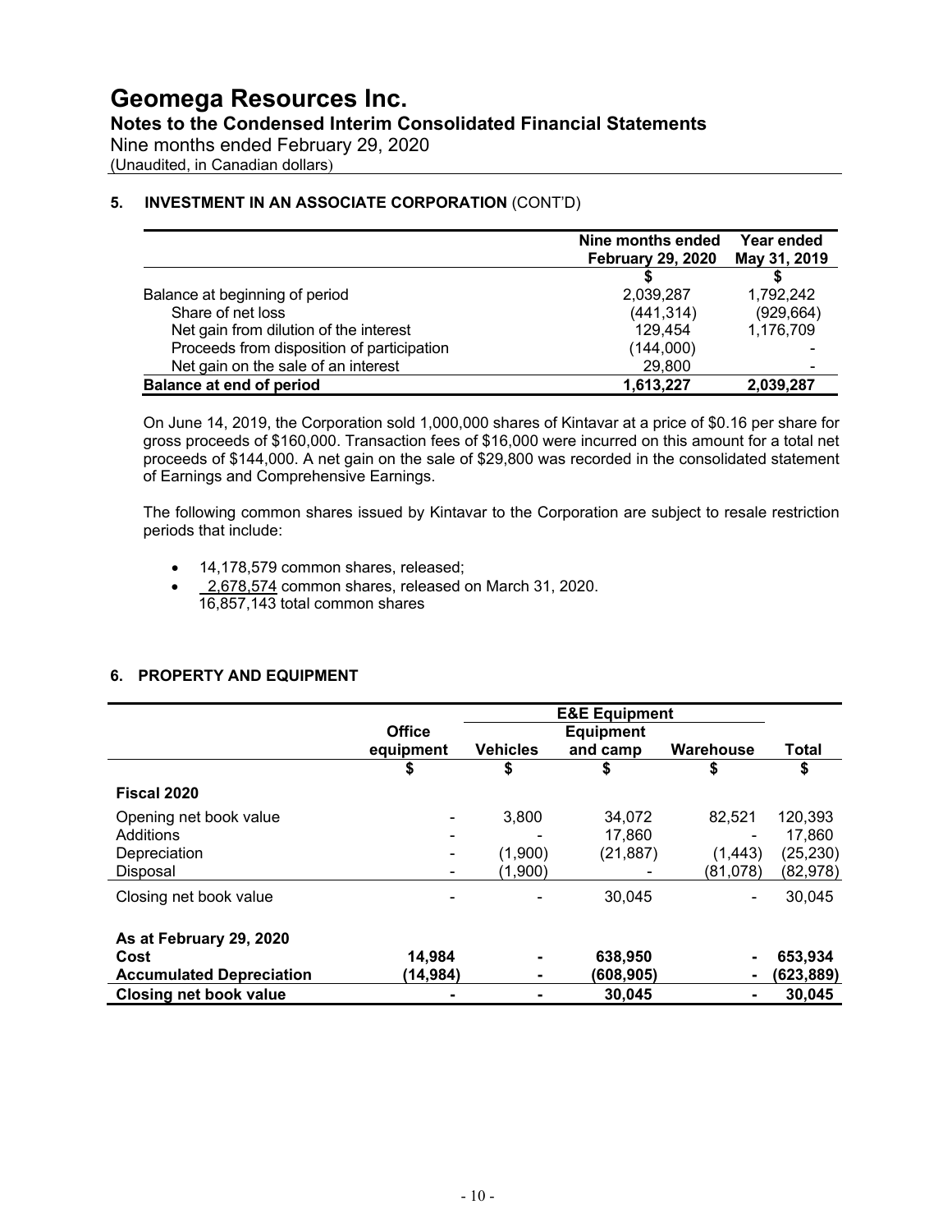**5. INVESTMENT IN AN ASSOCIATE CORPORATION** (CONT'D)

| | Nine months ended February 29, 2020 | Year ended May 31, 2019 |
|---|---|---|
| | $ | $ |
| Balance at beginning of period | 2,039,287 | 1,792,242 |
| Share of net loss | (441,314) | (929,664) |
| Net gain from dilution of the interest | 129,454 | 1,176,709 |
| Proceeds from disposition of participation | (144,000) | - |
| Net gain on the sale of an interest | 29,800 | - |
| **Balance at end of period** | **1,613,227** | **2,039,287** |

On June 14, 2019, the Corporation sold 1,000,000 shares of Kintavar at a price of $0.16 per share for gross proceeds of $160,000. Transaction fees of $16,000 were incurred on this amount for a total net proceeds of $144,000. A net gain on the sale of $29,800 was recorded in the consolidated statement of Earnings and Comprehensive Earnings.

The following common shares issued by Kintavar to the Corporation are subject to resale restriction periods that include:

- 14,178,579 common shares, released;
- 2,678,574 common shares, released on March 31, 2020.

16,857,143 total common shares

## 6. PROPERTY AND EQUIPMENT

| | Office equipment | E&E Equipment | | | Total |
|---|---|---|---|---|---|
| | | Vehicles | Equipment and camp | Warehouse | |
| | $ | $ | $ | $ | $ |
| **Fiscal 2020** | | | | | |
| Opening net book value | - | 3,800 | 34,072 | 82,521 | 120,393 |
| Additions | - | - | 17,860 | - | 17,860 |
| Depreciation | - | (1,900) | (21,887) | (1,443) | (25,230) |
| Disposal | - | (1,900) | - | (81,078) | (82,978) |
| Closing net book value | - | - | 30,045 | - | 30,045 |
| **As at February 29, 2020** | | | | | |
| **Cost** | **14,984** | **-** | **638,950** | **-** | **653,934** |
| **Accumulated Depreciation** | **(14,984)** | **-** | **(608,905)** | **-** | **(623,889)** |
| **Closing net book value** | **-** | **-** | **30,045** | **-** | **30,045** |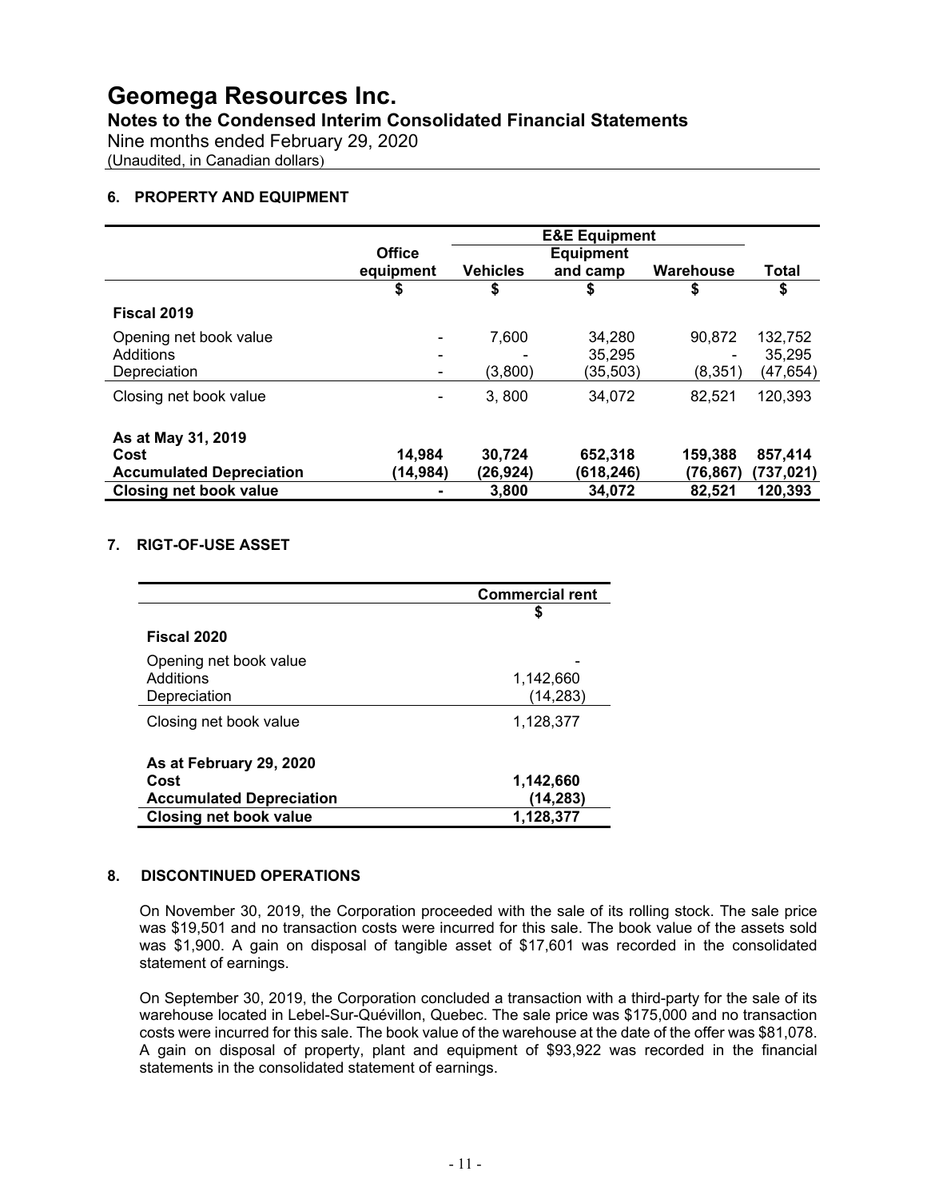## 6. PROPERTY AND EQUIPMENT

| | Office equipment | E&E Equipment | | | Total |
|---|---|---|---|---|---|
| | | Vehicles | Equipment and camp | Warehouse | |
| | $ | $ | $ | $ | $ |
| **Fiscal 2019** | | | | | |
| Opening net book value | - | 7,600 | 34,280 | 90,872 | 132,752 |
| Additions | - | - | 35,295 | - | 35,295 |
| Depreciation | - | (3,800) | (35,503) | (8,351) | (47,654) |
| Closing net book value | - | 3, 800 | 34,072 | 82,521 | 120,393 |
| **As at May 31, 2019** | | | | | |
| **Cost** | **14,984** | **30,724** | **652,318** | **159,388** | **857,414** |
| **Accumulated Depreciation** | **(14,984)** | **(26,924)** | **(618,246)** | **(76,867)** | **(737,021)** |
| **Closing net book value** | **-** | **3,800** | **34,072** | **82,521** | **120,393** |

## 7. RIGT-OF-USE ASSET

| | Commercial rent |
|---|---|
| | $ |
| **Fiscal 2020** | |
| Opening net book value | - |
| Additions | 1,142,660 |
| Depreciation | (14,283) |
| Closing net book value | 1,128,377 |
| **As at February 29, 2020** | |
| **Cost** | **1,142,660** |
| **Accumulated Depreciation** | **(14,283)** |
| **Closing net book value** | **1,128,377** |

## 8. DISCONTINUED OPERATIONS

On November 30, 2019, the Corporation proceeded with the sale of its rolling stock. The sale price was $19,501 and no transaction costs were incurred for this sale. The book value of the assets sold was $1,900. A gain on disposal of tangible asset of $17,601 was recorded in the consolidated statement of earnings.

On September 30, 2019, the Corporation concluded a transaction with a third-party for the sale of its warehouse located in Lebel-Sur-Quévillon, Quebec. The sale price was $175,000 and no transaction costs were incurred for this sale. The book value of the warehouse at the date of the offer was $81,078. A gain on disposal of property, plant and equipment of $93,922 was recorded in the financial statements in the consolidated statement of earnings.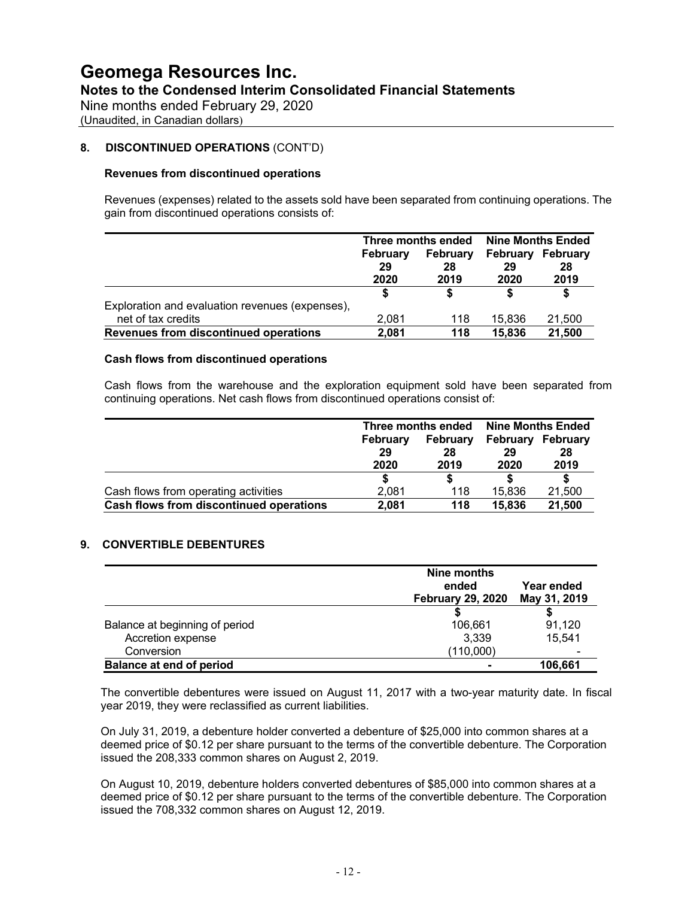## 8. DISCONTINUED OPERATIONS (CONT'D)

### Revenues from discontinued operations

Revenues (expenses) related to the assets sold have been separated from continuing operations. The gain from discontinued operations consists of:

| | Three months ended | | Nine Months Ended | |
|---|---|---|---|---|
| | February 29 2020 | February 28 2019 | February 29 2020 | February 28 2019 |
| | $ | $ | $ | $ |
| Exploration and evaluation revenues (expenses), net of tax credits | 2,081 | 118 | 15,836 | 21,500 |
| **Revenues from discontinued operations** | **2,081** | **118** | **15,836** | **21,500** |

### Cash flows from discontinued operations

Cash flows from the warehouse and the exploration equipment sold have been separated from continuing operations. Net cash flows from discontinued operations consist of:

| | Three months ended | | Nine Months Ended | |
|---|---|---|---|---|
| | February 29 2020 | February 28 2019 | February 29 2020 | February 28 2019 |
| | $ | $ | $ | $ |
| Cash flows from operating activities | 2,081 | 118 | 15,836 | 21,500 |
| **Cash flows from discontinued operations** | **2,081** | **118** | **15,836** | **21,500** |

## 9. CONVERTIBLE DEBENTURES

| | Nine months ended February 29, 2020 | Year ended May 31, 2019 |
|---|---|---|
| | $ | $ |
| Balance at beginning of period | 106,661 | 91,120 |
| Accretion expense | 3,339 | 15,541 |
| Conversion | (110,000) | - |
| **Balance at end of period** | **-** | **106,661** |

The convertible debentures were issued on August 11, 2017 with a two-year maturity date. In fiscal year 2019, they were reclassified as current liabilities.

On July 31, 2019, a debenture holder converted a debenture of $25,000 into common shares at a deemed price of $0.12 per share pursuant to the terms of the convertible debenture. The Corporation issued the 208,333 common shares on August 2, 2019.

On August 10, 2019, debenture holders converted debentures of $85,000 into common shares at a deemed price of $0.12 per share pursuant to the terms of the convertible debenture. The Corporation issued the 708,332 common shares on August 12, 2019.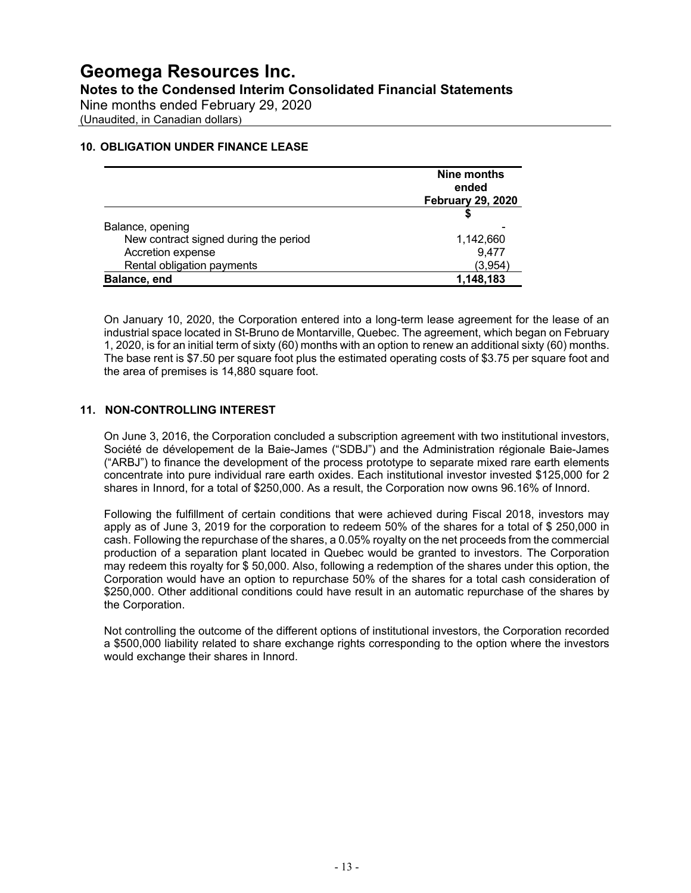## 10. OBLIGATION UNDER FINANCE LEASE

| | Nine months ended February 29, 2020 |
|---|---|
| | $ |
| Balance, opening | - |
| New contract signed during the period | 1,142,660 |
| Accretion expense | 9,477 |
| Rental obligation payments | (3,954) |
| **Balance, end** | **1,148,183** |

On January 10, 2020, the Corporation entered into a long-term lease agreement for the lease of an industrial space located in St-Bruno de Montarville, Quebec. The agreement, which began on February 1, 2020, is for an initial term of sixty (60) months with an option to renew an additional sixty (60) months. The base rent is $7.50 per square foot plus the estimated operating costs of $3.75 per square foot and the area of premises is 14,880 square foot.

## 11. NON-CONTROLLING INTEREST

On June 3, 2016, the Corporation concluded a subscription agreement with two institutional investors, Société de dévelopement de la Baie-James ("SDBJ") and the Administration régionale Baie-James ("ARBJ") to finance the development of the process prototype to separate mixed rare earth elements concentrate into pure individual rare earth oxides. Each institutional investor invested $125,000 for 2 shares in Innord, for a total of $250,000. As a result, the Corporation now owns 96.16% of Innord.

Following the fulfillment of certain conditions that were achieved during Fiscal 2018, investors may apply as of June 3, 2019 for the corporation to redeem 50% of the shares for a total of $ 250,000 in cash. Following the repurchase of the shares, a 0.05% royalty on the net proceeds from the commercial production of a separation plant located in Quebec would be granted to investors. The Corporation may redeem this royalty for $ 50,000. Also, following a redemption of the shares under this option, the Corporation would have an option to repurchase 50% of the shares for a total cash consideration of $250,000. Other additional conditions could have result in an automatic repurchase of the shares by the Corporation.

Not controlling the outcome of the different options of institutional investors, the Corporation recorded a $500,000 liability related to share exchange rights corresponding to the option where the investors would exchange their shares in Innord.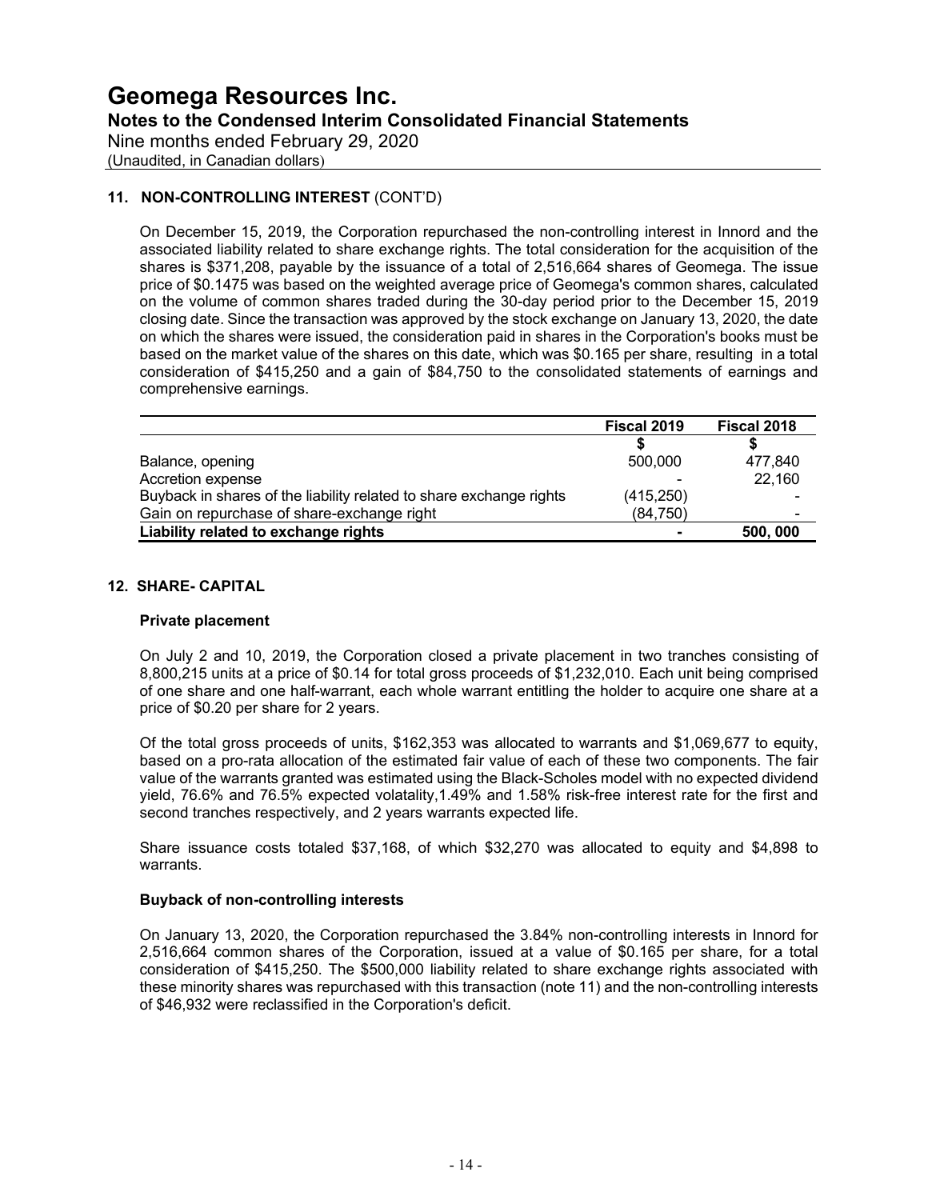## 11. NON-CONTROLLING INTEREST (CONT'D)

On December 15, 2019, the Corporation repurchased the non-controlling interest in Innord and the associated liability related to share exchange rights. The total consideration for the acquisition of the shares is $371,208, payable by the issuance of a total of 2,516,664 shares of Geomega. The issue price of $0.1475 was based on the weighted average price of Geomega's common shares, calculated on the volume of common shares traded during the 30-day period prior to the December 15, 2019 closing date. Since the transaction was approved by the stock exchange on January 13, 2020, the date on which the shares were issued, the consideration paid in shares in the Corporation's books must be based on the market value of the shares on this date, which was $0.165 per share, resulting in a total consideration of $415,250 and a gain of $84,750 to the consolidated statements of earnings and comprehensive earnings.

| | Fiscal 2019 | Fiscal 2018 |
|---|---|---|
| | $ | $ |
| Balance, opening | 500,000 | 477,840 |
| Accretion expense | - | 22,160 |
| Buyback in shares of the liability related to share exchange rights | (415,250) | - |
| Gain on repurchase of share-exchange right | (84,750) | - |
| **Liability related to exchange rights** | **-** | **500, 000** |

## 12. SHARE- CAPITAL

### Private placement

On July 2 and 10, 2019, the Corporation closed a private placement in two tranches consisting of 8,800,215 units at a price of $0.14 for total gross proceeds of $1,232,010. Each unit being comprised of one share and one half-warrant, each whole warrant entitling the holder to acquire one share at a price of $0.20 per share for 2 years.

Of the total gross proceeds of units, $162,353 was allocated to warrants and $1,069,677 to equity, based on a pro-rata allocation of the estimated fair value of each of these two components. The fair value of the warrants granted was estimated using the Black-Scholes model with no expected dividend yield, 76.6% and 76.5% expected volatality,1.49% and 1.58% risk-free interest rate for the first and second tranches respectively, and 2 years warrants expected life.

Share issuance costs totaled $37,168, of which $32,270 was allocated to equity and $4,898 to warrants.

### Buyback of non-controlling interests

On January 13, 2020, the Corporation repurchased the 3.84% non-controlling interests in Innord for 2,516,664 common shares of the Corporation, issued at a value of $0.165 per share, for a total consideration of $415,250. The $500,000 liability related to share exchange rights associated with these minority shares was repurchased with this transaction (note 11) and the non-controlling interests of $46,932 were reclassified in the Corporation's deficit.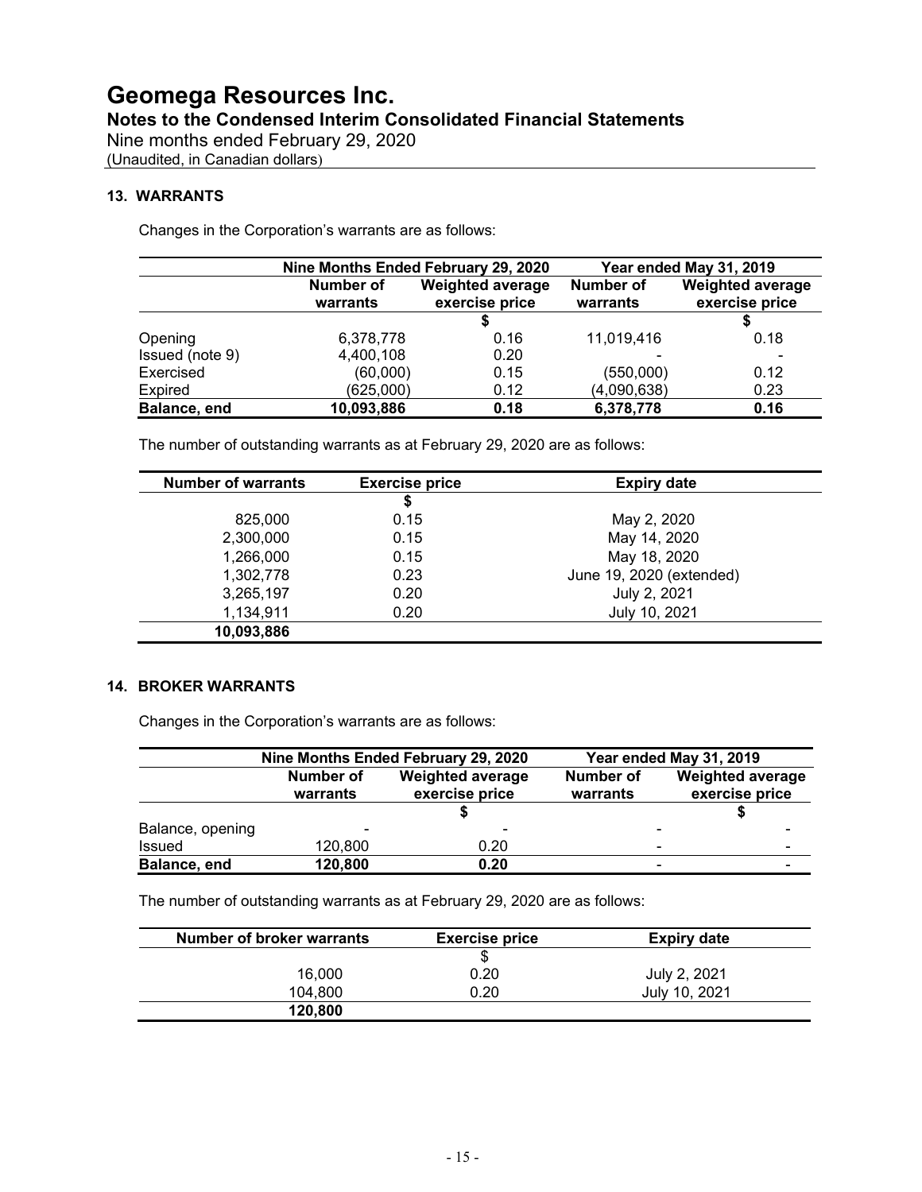## 13. WARRANTS

Changes in the Corporation's warrants are as follows:

| | Nine Months Ended February 29, 2020 | | Year ended May 31, 2019 | |
|---|---|---|---|---|
| | Number of warrants | Weighted average exercise price | Number of warrants | Weighted average exercise price |
| | | $ | | $ |
| Opening | 6,378,778 | 0.16 | 11,019,416 | 0.18 |
| Issued (note 9) | 4,400,108 | 0.20 | - | - |
| Exercised | (60,000) | 0.15 | (550,000) | 0.12 |
| Expired | (625,000) | 0.12 | (4,090,638) | 0.23 |
| **Balance, end** | **10,093,886** | **0.18** | **6,378,778** | **0.16** |

The number of outstanding warrants as at February 29, 2020 are as follows:

| Number of warrants | Exercise price | Expiry date |
|---|---|---|
| | $ | |
| 825,000 | 0.15 | May 2, 2020 |
| 2,300,000 | 0.15 | May 14, 2020 |
| 1,266,000 | 0.15 | May 18, 2020 |
| 1,302,778 | 0.23 | June 19, 2020 (extended) |
| 3,265,197 | 0.20 | July 2, 2021 |
| 1,134,911 | 0.20 | July 10, 2021 |
| **10,093,886** | | |

## 14. BROKER WARRANTS

Changes in the Corporation's warrants are as follows:

| | Nine Months Ended February 29, 2020 | | Year ended May 31, 2019 | |
|---|---|---|---|---|
| | Number of warrants | Weighted average exercise price | Number of warrants | Weighted average exercise price |
| | | $ | | $ |
| Balance, opening | - | - | - | - |
| Issued | 120,800 | 0.20 | - | - |
| **Balance, end** | **120,800** | **0.20** | - | - |

The number of outstanding warrants as at February 29, 2020 are as follows:

| Number of broker warrants | Exercise price | Expiry date |
|---|---|---|
| | $ | |
| 16,000 | 0.20 | July 2, 2021 |
| 104,800 | 0.20 | July 10, 2021 |
| **120,800** | | |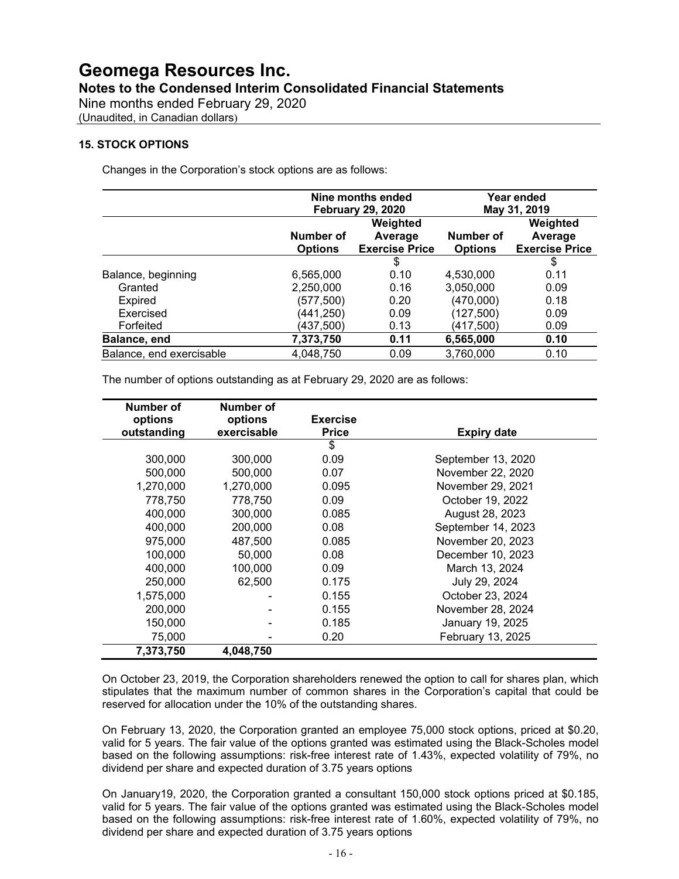## 15. STOCK OPTIONS

Changes in the Corporation's stock options are as follows:

| | Nine months ended February 29, 2020 | | Year ended May 31, 2019 | |
|---|---|---|---|---|
| | Number of Options | Weighted Average Exercise Price | Number of Options | Weighted Average Exercise Price |
| | | $ | | $ |
| Balance, beginning | 6,565,000 | 0.10 | 4,530,000 | 0.11 |
| Granted | 2,250,000 | 0.16 | 3,050,000 | 0.09 |
| Expired | (577,500) | 0.20 | (470,000) | 0.18 |
| Exercised | (441,250) | 0.09 | (127,500) | 0.09 |
| Forfeited | (437,500) | 0.13 | (417,500) | 0.09 |
| **Balance, end** | **7,373,750** | **0.11** | **6,565,000** | **0.10** |
| Balance, end exercisable | 4,048,750 | 0.09 | 3,760,000 | 0.10 |

The number of options outstanding as at February 29, 2020 are as follows:

| Number of options outstanding | Number of options exercisable | Exercise Price | Expiry date |
|---|---|---|---|
| | | $ | |
| 300,000 | 300,000 | 0.09 | September 13, 2020 |
| 500,000 | 500,000 | 0.07 | November 22, 2020 |
| 1,270,000 | 1,270,000 | 0.095 | November 29, 2021 |
| 778,750 | 778,750 | 0.09 | October 19, 2022 |
| 400,000 | 300,000 | 0.085 | August 28, 2023 |
| 400,000 | 200,000 | 0.08 | September 14, 2023 |
| 975,000 | 487,500 | 0.085 | November 20, 2023 |
| 100,000 | 50,000 | 0.08 | December 10, 2023 |
| 400,000 | 100,000 | 0.09 | March 13, 2024 |
| 250,000 | 62,500 | 0.175 | July 29, 2024 |
| 1,575,000 | - | 0.155 | October 23, 2024 |
| 200,000 | - | 0.155 | November 28, 2024 |
| 150,000 | - | 0.185 | January 19, 2025 |
| 75,000 | - | 0.20 | February 13, 2025 |
| **7,373,750** | **4,048,750** | | |

On October 23, 2019, the Corporation shareholders renewed the option to call for shares plan, which stipulates that the maximum number of common shares in the Corporation's capital that could be reserved for allocation under the 10% of the outstanding shares.

On February 13, 2020, the Corporation granted an employee 75,000 stock options, priced at $0.20, valid for 5 years. The fair value of the options granted was estimated using the Black-Scholes model based on the following assumptions: risk-free interest rate of 1.43%, expected volatility of 79%, no dividend per share and expected duration of 3.75 years options

On January19, 2020, the Corporation granted a consultant 150,000 stock options priced at $0.185, valid for 5 years. The fair value of the options granted was estimated using the Black-Scholes model based on the following assumptions: risk-free interest rate of 1.60%, expected volatility of 79%, no dividend per share and expected duration of 3.75 years options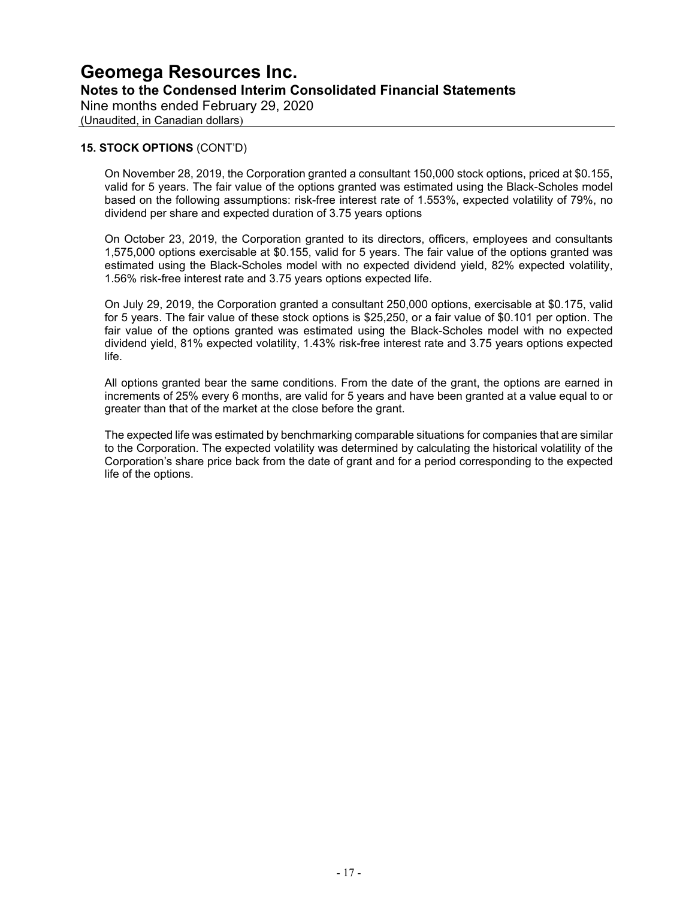**15. STOCK OPTIONS** (CONT'D)

On November 28, 2019, the Corporation granted a consultant 150,000 stock options, priced at $0.155, valid for 5 years. The fair value of the options granted was estimated using the Black-Scholes model based on the following assumptions: risk-free interest rate of 1.553%, expected volatility of 79%, no dividend per share and expected duration of 3.75 years options

On October 23, 2019, the Corporation granted to its directors, officers, employees and consultants 1,575,000 options exercisable at $0.155, valid for 5 years. The fair value of the options granted was estimated using the Black-Scholes model with no expected dividend yield, 82% expected volatility, 1.56% risk-free interest rate and 3.75 years options expected life.

On July 29, 2019, the Corporation granted a consultant 250,000 options, exercisable at $0.175, valid for 5 years. The fair value of these stock options is $25,250, or a fair value of $0.101 per option. The fair value of the options granted was estimated using the Black-Scholes model with no expected dividend yield, 81% expected volatility, 1.43% risk-free interest rate and 3.75 years options expected life.

All options granted bear the same conditions. From the date of the grant, the options are earned in increments of 25% every 6 months, are valid for 5 years and have been granted at a value equal to or greater than that of the market at the close before the grant.

The expected life was estimated by benchmarking comparable situations for companies that are similar to the Corporation. The expected volatility was determined by calculating the historical volatility of the Corporation's share price back from the date of grant and for a period corresponding to the expected life of the options.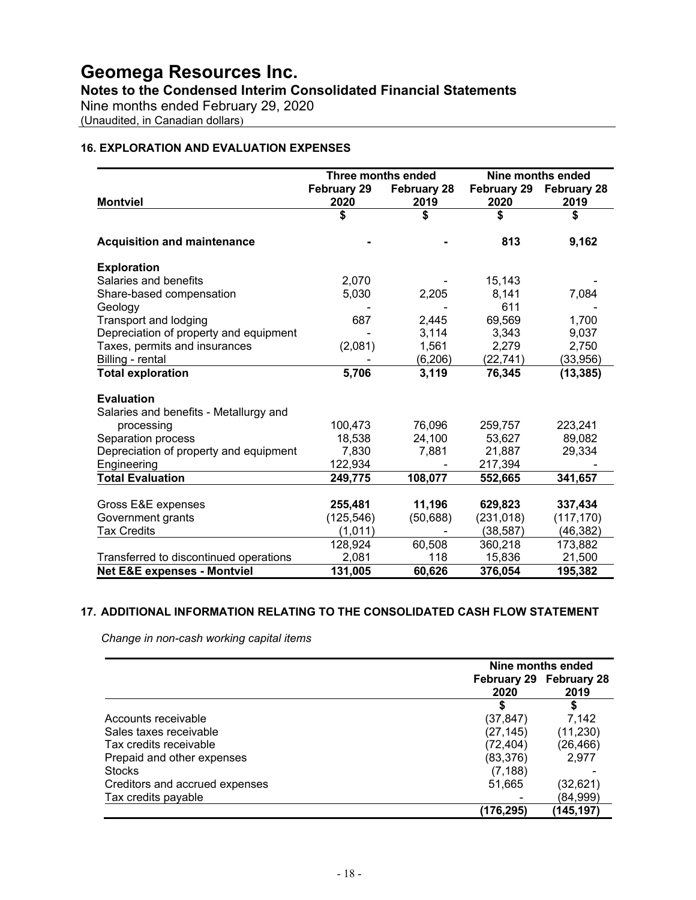# Geomega Resources Inc.

**Notes to the Condensed Interim Consolidated Financial Statements**

Nine months ended February 29, 2020

(Unaudited, in Canadian dollars)

### 16. EXPLORATION AND EVALUATION EXPENSES

| | Three months ended | | Nine months ended | |
|---|---|---|---|---|
| **Montviel** | **February 29 2020** | **February 28 2019** | **February 29 2020** | **February 28 2019** |
| | **$** | **$** | **$** | **$** |
| **Acquisition and maintenance** | **-** | **-** | **813** | **9,162** |
| **Exploration** | | | | |
| Salaries and benefits | 2,070 | - | 15,143 | - |
| Share-based compensation | 5,030 | 2,205 | 8,141 | 7,084 |
| Geology | - | - | 611 | - |
| Transport and lodging | 687 | 2,445 | 69,569 | 1,700 |
| Depreciation of property and equipment | - | 3,114 | 3,343 | 9,037 |
| Taxes, permits and insurances | (2,081) | 1,561 | 2,279 | 2,750 |
| Billing - rental | - | (6,206) | (22,741) | (33,956) |
| **Total exploration** | **5,706** | **3,119** | **76,345** | **(13,385)** |
| **Evaluation** | | | | |
| Salaries and benefits - Metallurgy and processing | 100,473 | 76,096 | 259,757 | 223,241 |
| Separation process | 18,538 | 24,100 | 53,627 | 89,082 |
| Depreciation of property and equipment | 7,830 | 7,881 | 21,887 | 29,334 |
| Engineering | 122,934 | - | 217,394 | - |
| **Total Evaluation** | **249,775** | **108,077** | **552,665** | **341,657** |
| Gross E&E expenses | **255,481** | **11,196** | **629,823** | **337,434** |
| Government grants | (125,546) | (50,688) | (231,018) | (117,170) |
| Tax Credits | (1,011) | - | (38,587) | (46,382) |
| | 128,924 | 60,508 | 360,218 | 173,882 |
| Transferred to discontinued operations | 2,081 | 118 | 15,836 | 21,500 |
| **Net E&E expenses - Montviel** | **131,005** | **60,626** | **376,054** | **195,382** |

### 17. ADDITIONAL INFORMATION RELATING TO THE CONSOLIDATED CASH FLOW STATEMENT

*Change in non-cash working capital items*

| | Nine months ended | |
|---|---|---|
| | **February 29 2020** | **February 28 2019** |
| | **$** | **$** |
| Accounts receivable | (37,847) | 7,142 |
| Sales taxes receivable | (27,145) | (11,230) |
| Tax credits receivable | (72,404) | (26,466) |
| Prepaid and other expenses | (83,376) | 2,977 |
| Stocks | (7,188) | - |
| Creditors and accrued expenses | 51,665 | (32,621) |
| Tax credits payable | - | (84,999) |
| | **(176,295)** | **(145,197)** |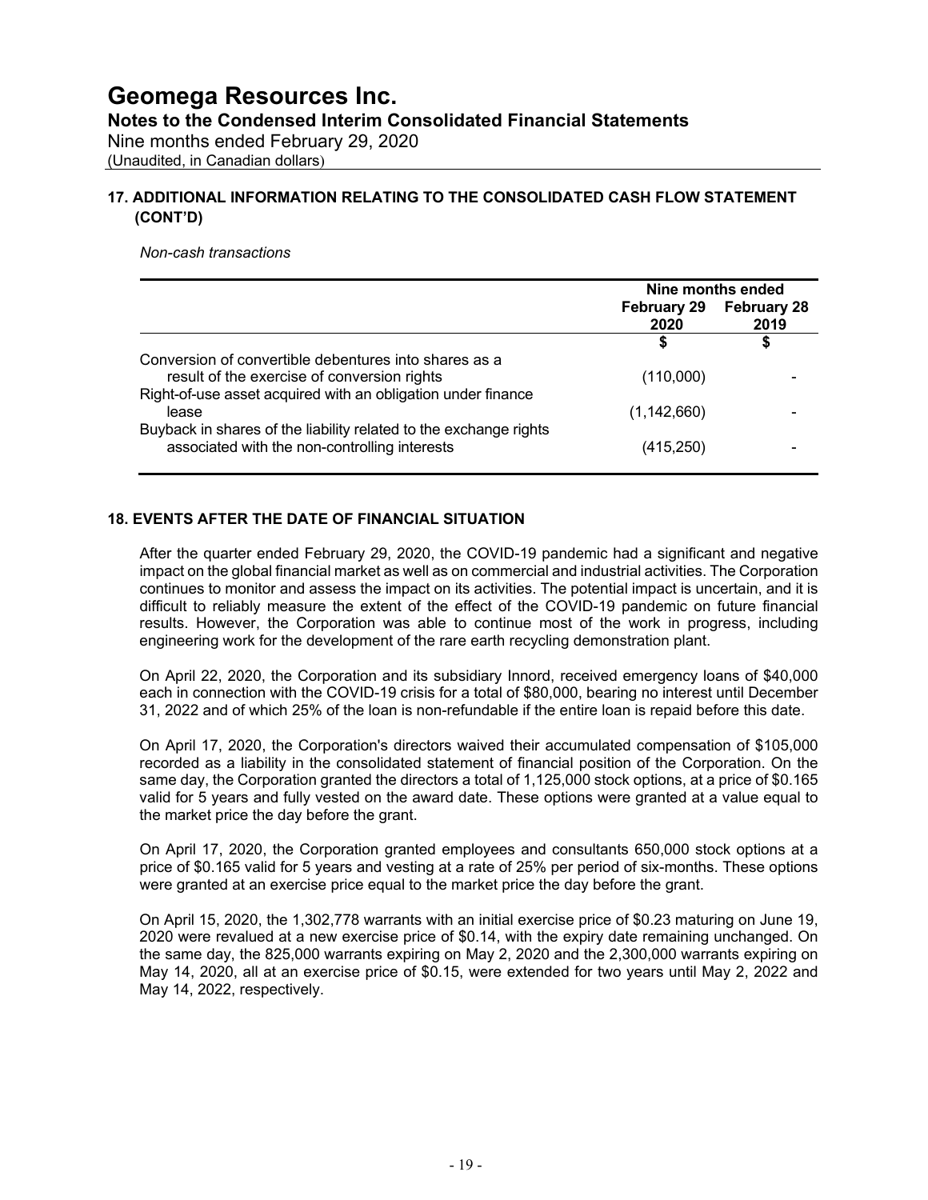# Geomega Resources Inc.

## Notes to the Condensed Interim Consolidated Financial Statements

Nine months ended February 29, 2020
(Unaudited, in Canadian dollars)

### 17. ADDITIONAL INFORMATION RELATING TO THE CONSOLIDATED CASH FLOW STATEMENT (CONT'D)

*Non-cash transactions*

| | Nine months ended | |
|---|---|---|
| | **February 29 2020** | **February 28 2019** |
| | **$** | **$** |
| Conversion of convertible debentures into shares as a result of the exercise of conversion rights | (110,000) | - |
| Right-of-use asset acquired with an obligation under finance lease | (1,142,660) | - |
| Buyback in shares of the liability related to the exchange rights associated with the non-controlling interests | (415,250) | - |

### 18. EVENTS AFTER THE DATE OF FINANCIAL SITUATION

After the quarter ended February 29, 2020, the COVID-19 pandemic had a significant and negative impact on the global financial market as well as on commercial and industrial activities. The Corporation continues to monitor and assess the impact on its activities. The potential impact is uncertain, and it is difficult to reliably measure the extent of the effect of the COVID-19 pandemic on future financial results. However, the Corporation was able to continue most of the work in progress, including engineering work for the development of the rare earth recycling demonstration plant.

On April 22, 2020, the Corporation and its subsidiary Innord, received emergency loans of $40,000 each in connection with the COVID-19 crisis for a total of $80,000, bearing no interest until December 31, 2022 and of which 25% of the loan is non-refundable if the entire loan is repaid before this date.

On April 17, 2020, the Corporation's directors waived their accumulated compensation of $105,000 recorded as a liability in the consolidated statement of financial position of the Corporation. On the same day, the Corporation granted the directors a total of 1,125,000 stock options, at a price of $0.165 valid for 5 years and fully vested on the award date. These options were granted at a value equal to the market price the day before the grant.

On April 17, 2020, the Corporation granted employees and consultants 650,000 stock options at a price of $0.165 valid for 5 years and vesting at a rate of 25% per period of six-months. These options were granted at an exercise price equal to the market price the day before the grant.

On April 15, 2020, the 1,302,778 warrants with an initial exercise price of $0.23 maturing on June 19, 2020 were revalued at a new exercise price of $0.14, with the expiry date remaining unchanged. On the same day, the 825,000 warrants expiring on May 2, 2020 and the 2,300,000 warrants expiring on May 14, 2020, all at an exercise price of $0.15, were extended for two years until May 2, 2022 and May 14, 2022, respectively.